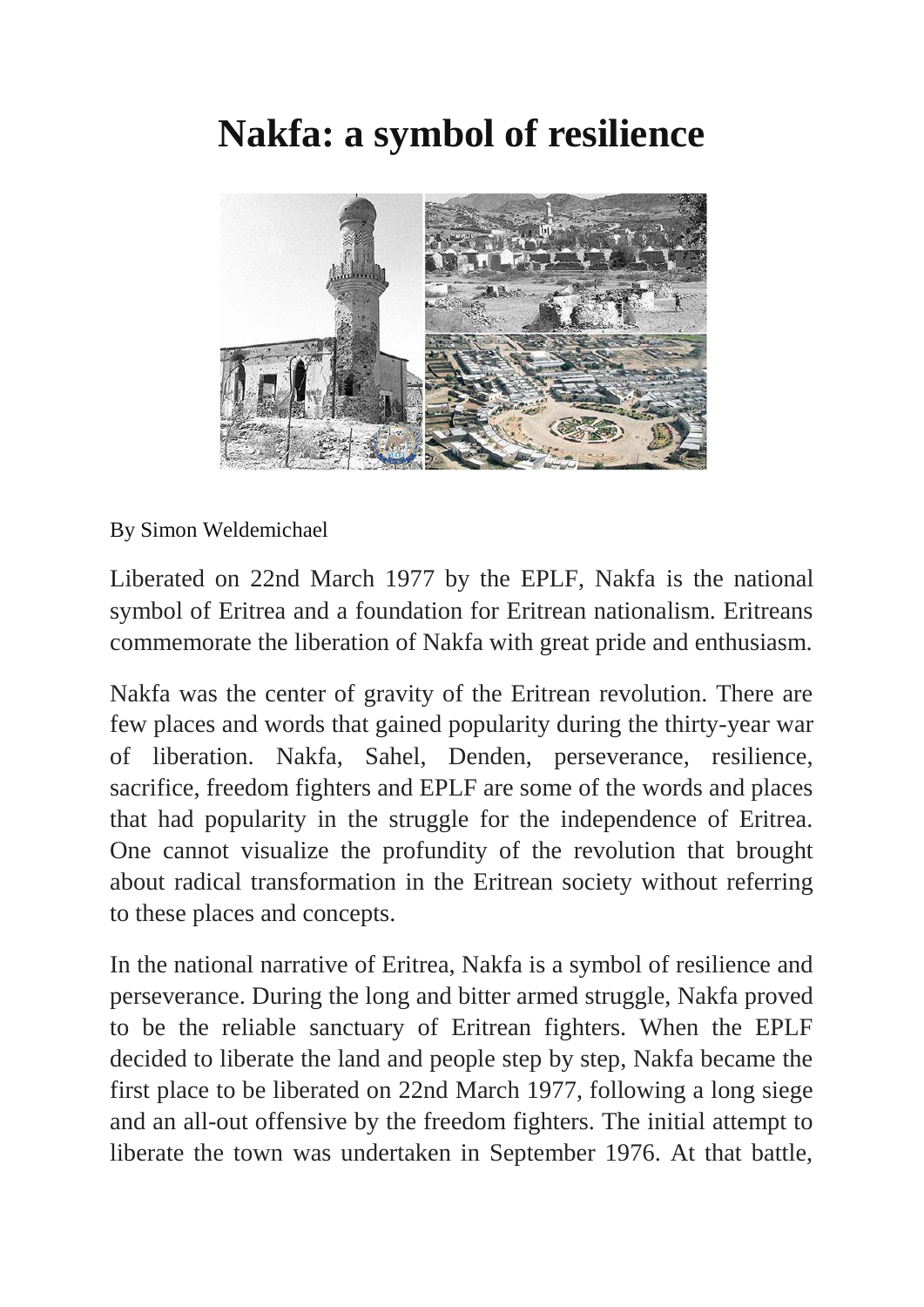# Nakfa: a symbol of resilience

By Simon Weldemichael

Liberated on 22nd March 1977 by the EPLF, Nakfa is the national symbol of Eritrea and a foundation for Eritrean nationalism. Eritreans commemorate the liberation of Nakfa with great pride and enthusiasm.

Nakfa was the center of gravity of the Eritrean revolution. There are few places and words that gained popularity during the thirty-year war of liberation. Nakfa, Sahel, Denden, perseverance, resilience, sacrifice, freedom fighters and EPLF are some of the words and places that had popularity in the struggle for the independence of Eritrea. One cannot visualize the profundity of the revolution that brought about radical transformation in the Eritrean society without referring to these places and concepts.

In the national narrative of Eritrea, Nakfa is a symbol of resilience and perseverance. During the long and bitter armed struggle, Nakfa proved to be the reliable sanctuary of Eritrean fighters. When the EPLF decided to liberate the land and people step by step, Nakfa became the first place to be liberated on 22nd March 1977, following a long siege and an all-out offensive by the freedom fighters. The initial attempt to liberate the town was undertaken in September 1976. At that battle,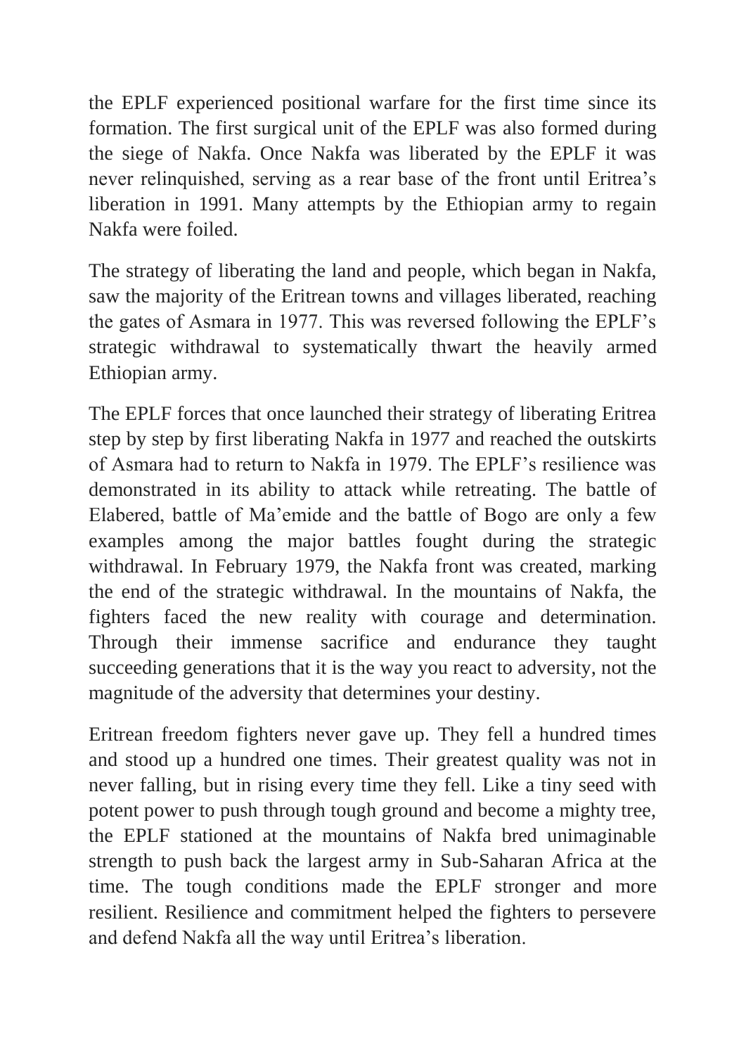the EPLF experienced positional warfare for the first time since its formation. The first surgical unit of the EPLF was also formed during the siege of Nakfa. Once Nakfa was liberated by the EPLF it was never relinquished, serving as a rear base of the front until Eritrea's liberation in 1991. Many attempts by the Ethiopian army to regain Nakfa were foiled.

The strategy of liberating the land and people, which began in Nakfa, saw the majority of the Eritrean towns and villages liberated, reaching the gates of Asmara in 1977. This was reversed following the EPLF's strategic withdrawal to systematically thwart the heavily armed Ethiopian army.

The EPLF forces that once launched their strategy of liberating Eritrea step by step by first liberating Nakfa in 1977 and reached the outskirts of Asmara had to return to Nakfa in 1979. The EPLF's resilience was demonstrated in its ability to attack while retreating. The battle of Elabered, battle of Ma'emide and the battle of Bogo are only a few examples among the major battles fought during the strategic withdrawal. In February 1979, the Nakfa front was created, marking the end of the strategic withdrawal. In the mountains of Nakfa, the fighters faced the new reality with courage and determination. Through their immense sacrifice and endurance they taught succeeding generations that it is the way you react to adversity, not the magnitude of the adversity that determines your destiny.

Eritrean freedom fighters never gave up. They fell a hundred times and stood up a hundred one times. Their greatest quality was not in never falling, but in rising every time they fell. Like a tiny seed with potent power to push through tough ground and become a mighty tree, the EPLF stationed at the mountains of Nakfa bred unimaginable strength to push back the largest army in Sub-Saharan Africa at the time. The tough conditions made the EPLF stronger and more resilient. Resilience and commitment helped the fighters to persevere and defend Nakfa all the way until Eritrea's liberation.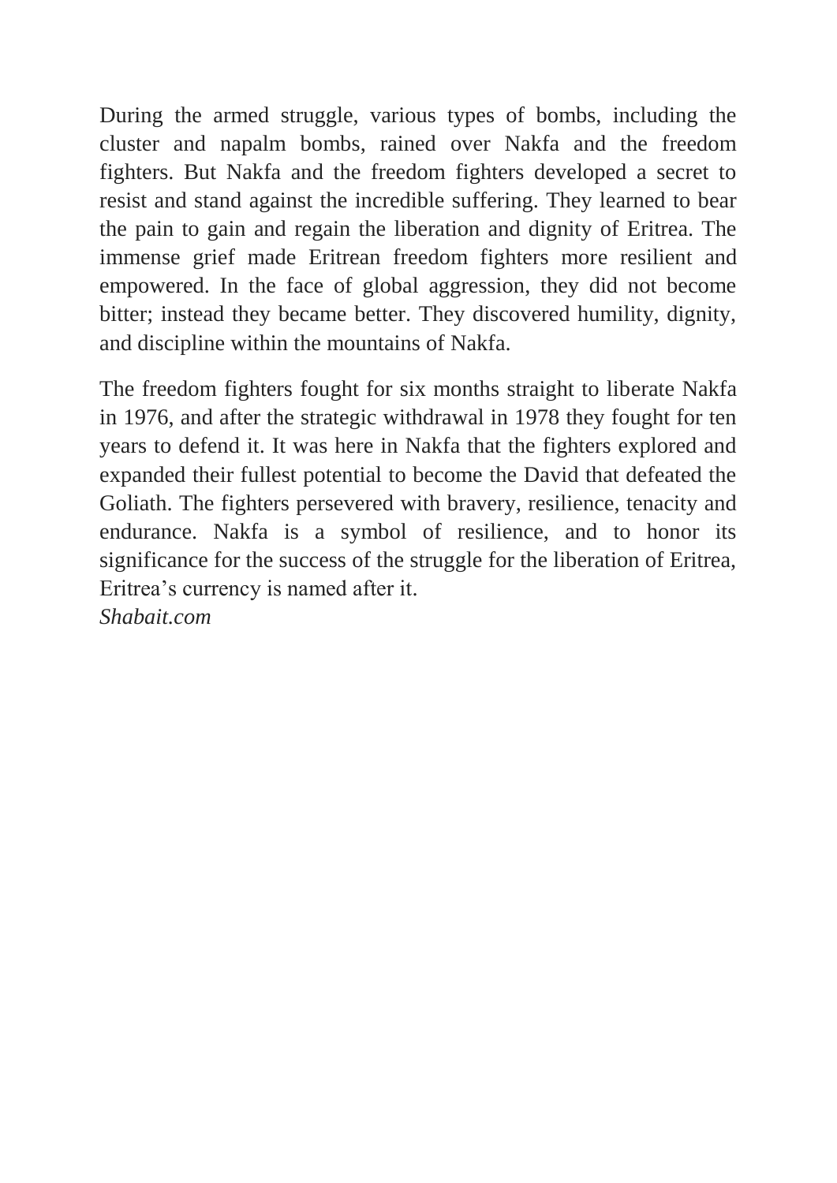During the armed struggle, various types of bombs, including the cluster and napalm bombs, rained over Nakfa and the freedom fighters. But Nakfa and the freedom fighters developed a secret to resist and stand against the incredible suffering. They learned to bear the pain to gain and regain the liberation and dignity of Eritrea. The immense grief made Eritrean freedom fighters more resilient and empowered. In the face of global aggression, they did not become bitter; instead they became better. They discovered humility, dignity, and discipline within the mountains of Nakfa.

The freedom fighters fought for six months straight to liberate Nakfa in 1976, and after the strategic withdrawal in 1978 they fought for ten years to defend it. It was here in Nakfa that the fighters explored and expanded their fullest potential to become the David that defeated the Goliath. The fighters persevered with bravery, resilience, tenacity and endurance. Nakfa is a symbol of resilience, and to honor its significance for the success of the struggle for the liberation of Eritrea, Eritrea's currency is named after it.

*Shabait.com*